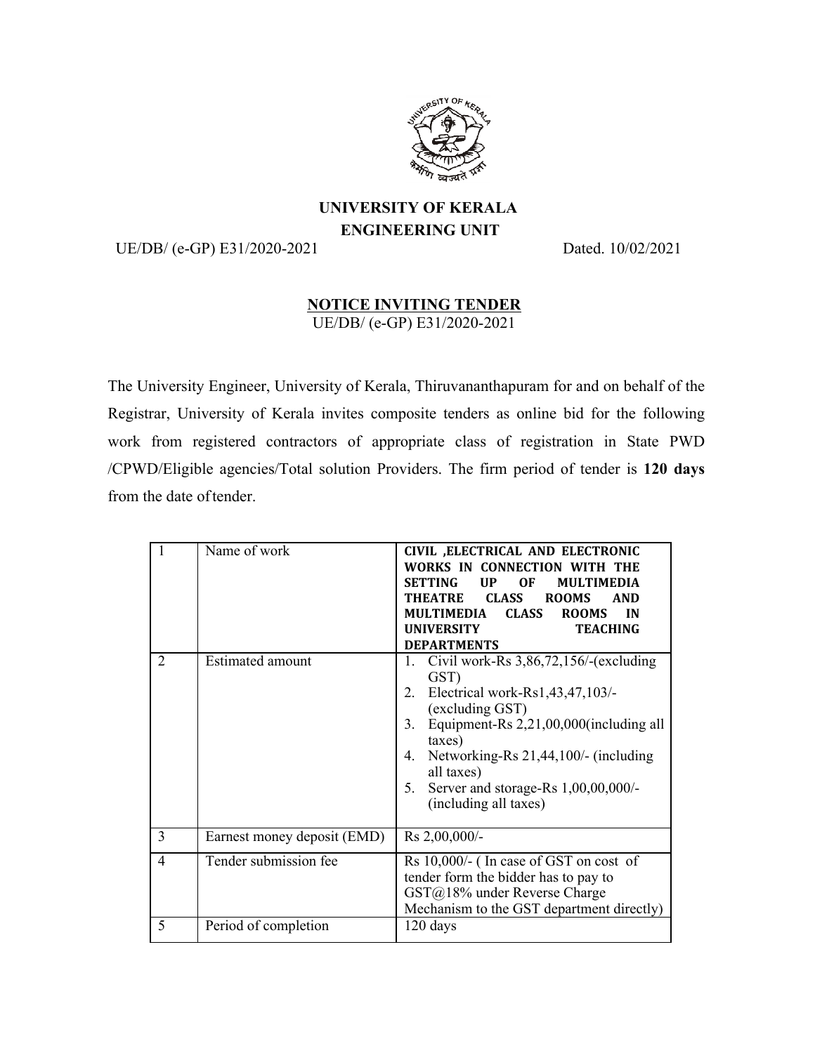# UNIVERSITY OF KERALA
## ENGINEERING UNIT

UE/DB/ (e-GP) E31/2020-2021 Dated. 10/02/2021

## NOTICE INVITING TENDER

UE/DB/ (e-GP) E31/2020-2021

The University Engineer, University of Kerala, Thiruvananthapuram for and on behalf of the Registrar, University of Kerala invites composite tenders as online bid for the following work from registered contractors of appropriate class of registration in State PWD /CPWD/Eligible agencies/Total solution Providers. The firm period of tender is **120 days** from the date of tender.

| | | |
|---|---|---|
| 1 | Name of work | **CIVIL ,ELECTRICAL AND ELECTRONIC WORKS IN CONNECTION WITH THE SETTING UP OF MULTIMEDIA THEATRE CLASS ROOMS AND MULTIMEDIA CLASS ROOMS IN UNIVERSITY TEACHING DEPARTMENTS** |
| 2 | Estimated amount | 1. Civil work-Rs 3,86,72,156/-(excluding GST)<br>2. Electrical work-Rs1,43,47,103/- (excluding GST)<br>3. Equipment-Rs 2,21,00,000(including all taxes)<br>4. Networking-Rs 21,44,100/- (including all taxes)<br>5. Server and storage-Rs 1,00,00,000/- (including all taxes) |
| 3 | Earnest money deposit (EMD) | Rs 2,00,000/- |
| 4 | Tender submission fee | Rs 10,000/- ( In case of GST on cost of tender form the bidder has to pay to GST@18% under Reverse Charge Mechanism to the GST department directly) |
| 5 | Period of completion | 120 days |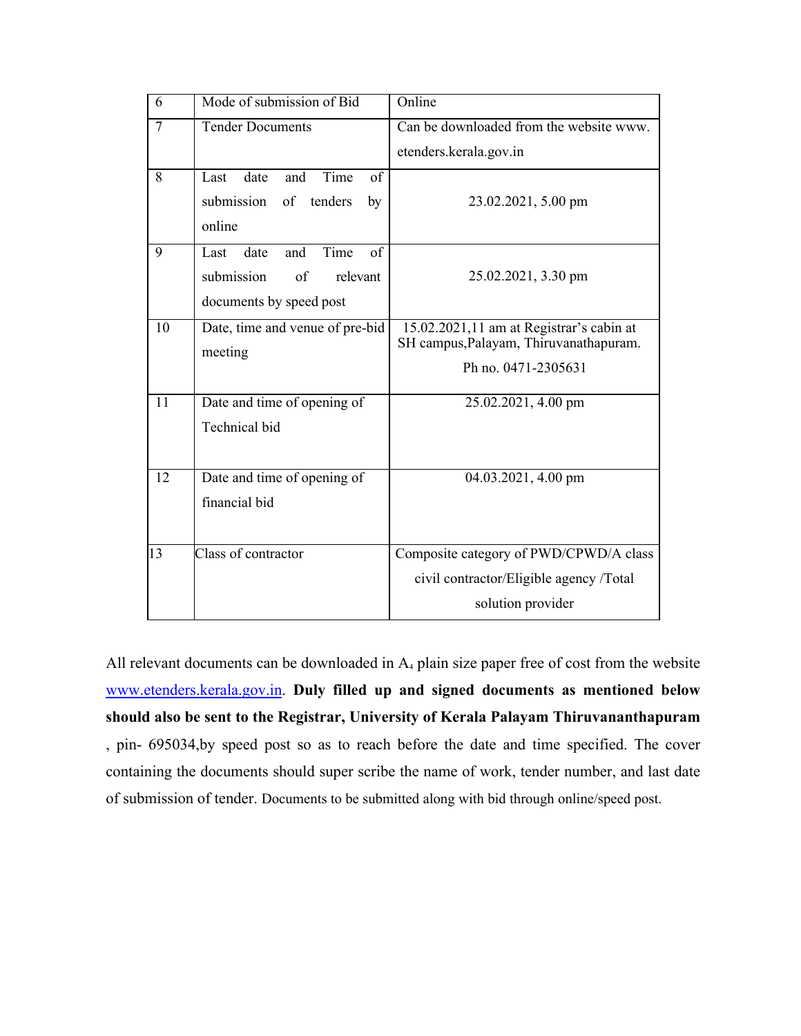| 6 | Mode of submission of Bid | Online |
|---|---|---|
| 7 | Tender Documents | Can be downloaded from the website www. etenders.kerala.gov.in |
| 8 | Last date and Time of submission of tenders by online | 23.02.2021, 5.00 pm |
| 9 | Last date and Time of submission of relevant documents by speed post | 25.02.2021, 3.30 pm |
| 10 | Date, time and venue of pre-bid meeting | 15.02.2021,11 am at Registrar's cabin at SH campus,Palayam, Thiruvanathapuram. Ph no. 0471-2305631 |
| 11 | Date and time of opening of Technical bid | 25.02.2021, 4.00 pm |
| 12 | Date and time of opening of financial bid | 04.03.2021, 4.00 pm |
| 13 | Class of contractor | Composite category of PWD/CPWD/A class civil contractor/Eligible agency /Total solution provider |

All relevant documents can be downloaded in $A_4$ plain size paper free of cost from the website www.etenders.kerala.gov.in. **Duly filled up and signed documents as mentioned below should also be sent to the Registrar, University of Kerala Palayam Thiruvananthapuram** , pin- 695034,by speed post so as to reach before the date and time specified. The cover containing the documents should super scribe the name of work, tender number, and last date of submission of tender. Documents to be submitted along with bid through online/speed post.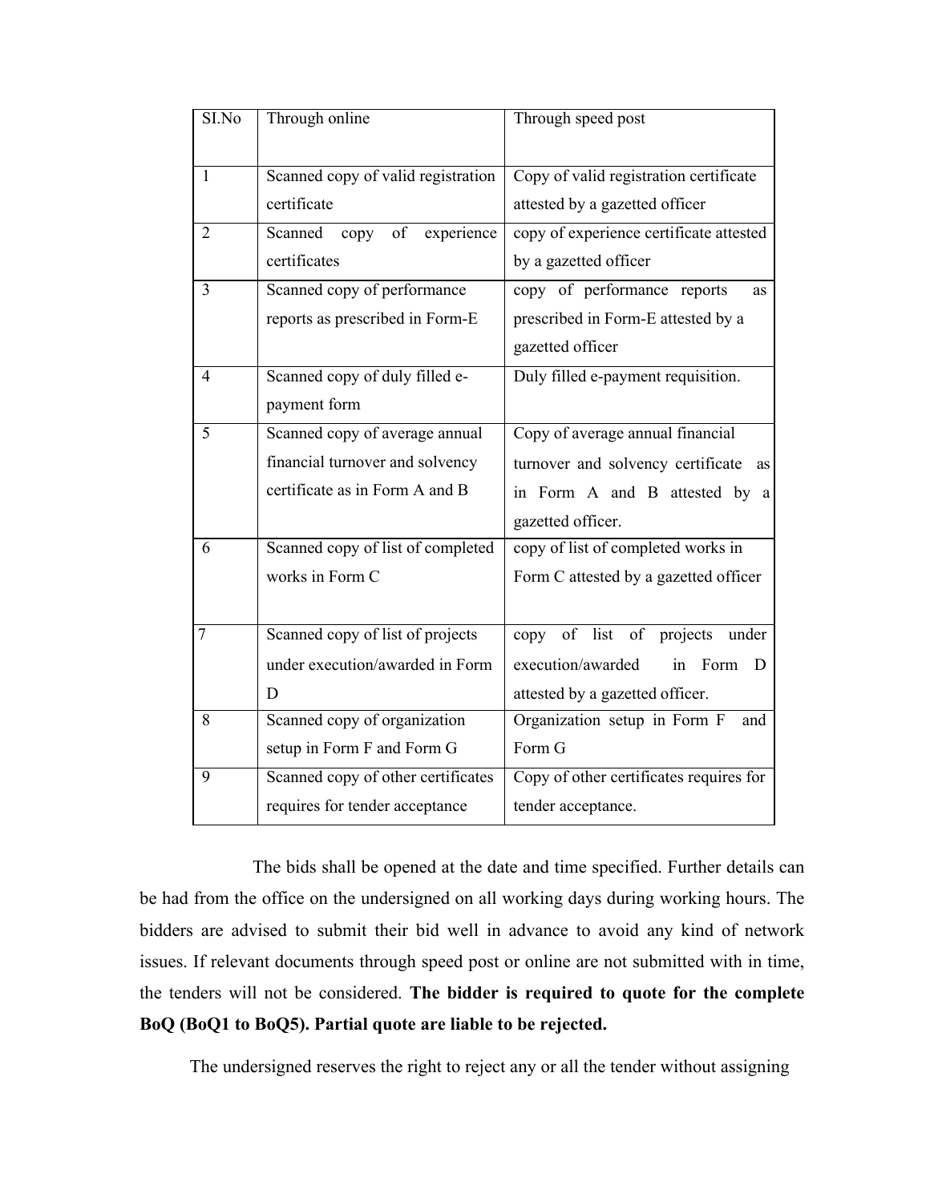| SI.No | Through online | Through speed post |
|---|---|---|
| 1 | Scanned copy of valid registration certificate | Copy of valid registration certificate attested by a gazetted officer |
| 2 | Scanned copy of experience certificates | copy of experience certificate attested by a gazetted officer |
| 3 | Scanned copy of performance reports as prescribed in Form-E | copy of performance reports as prescribed in Form-E attested by a gazetted officer |
| 4 | Scanned copy of duly filled e-payment form | Duly filled e-payment requisition. |
| 5 | Scanned copy of average annual financial turnover and solvency certificate as in Form A and B | Copy of average annual financial turnover and solvency certificate as in Form A and B attested by a gazetted officer. |
| 6 | Scanned copy of list of completed works in Form C | copy of list of completed works in Form C attested by a gazetted officer |
| 7 | Scanned copy of list of projects under execution/awarded in Form D | copy of list of projects under execution/awarded in Form D attested by a gazetted officer. |
| 8 | Scanned copy of organization setup in Form F and Form G | Organization setup in Form F and Form G |
| 9 | Scanned copy of other certificates requires for tender acceptance | Copy of other certificates requires for tender acceptance. |

The bids shall be opened at the date and time specified. Further details can be had from the office on the undersigned on all working days during working hours. The bidders are advised to submit their bid well in advance to avoid any kind of network issues. If relevant documents through speed post or online are not submitted with in time, the tenders will not be considered. **The bidder is required to quote for the complete BoQ (BoQ1 to BoQ5). Partial quote are liable to be rejected.**

The undersigned reserves the right to reject any or all the tender without assigning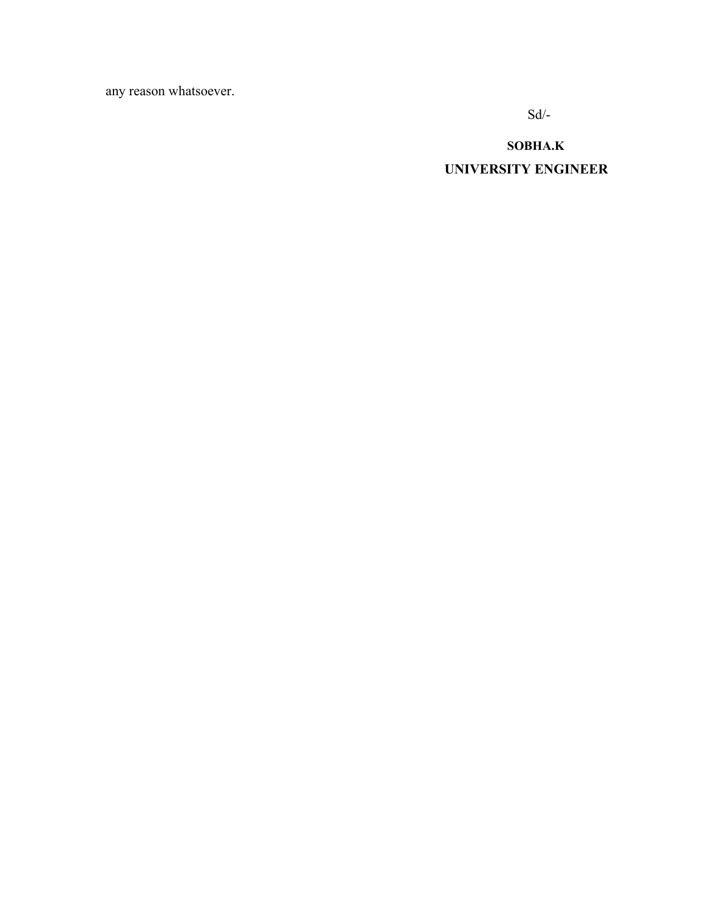any reason whatsoever.

Sd/-

**SOBHA.K**

**UNIVERSITY ENGINEER**